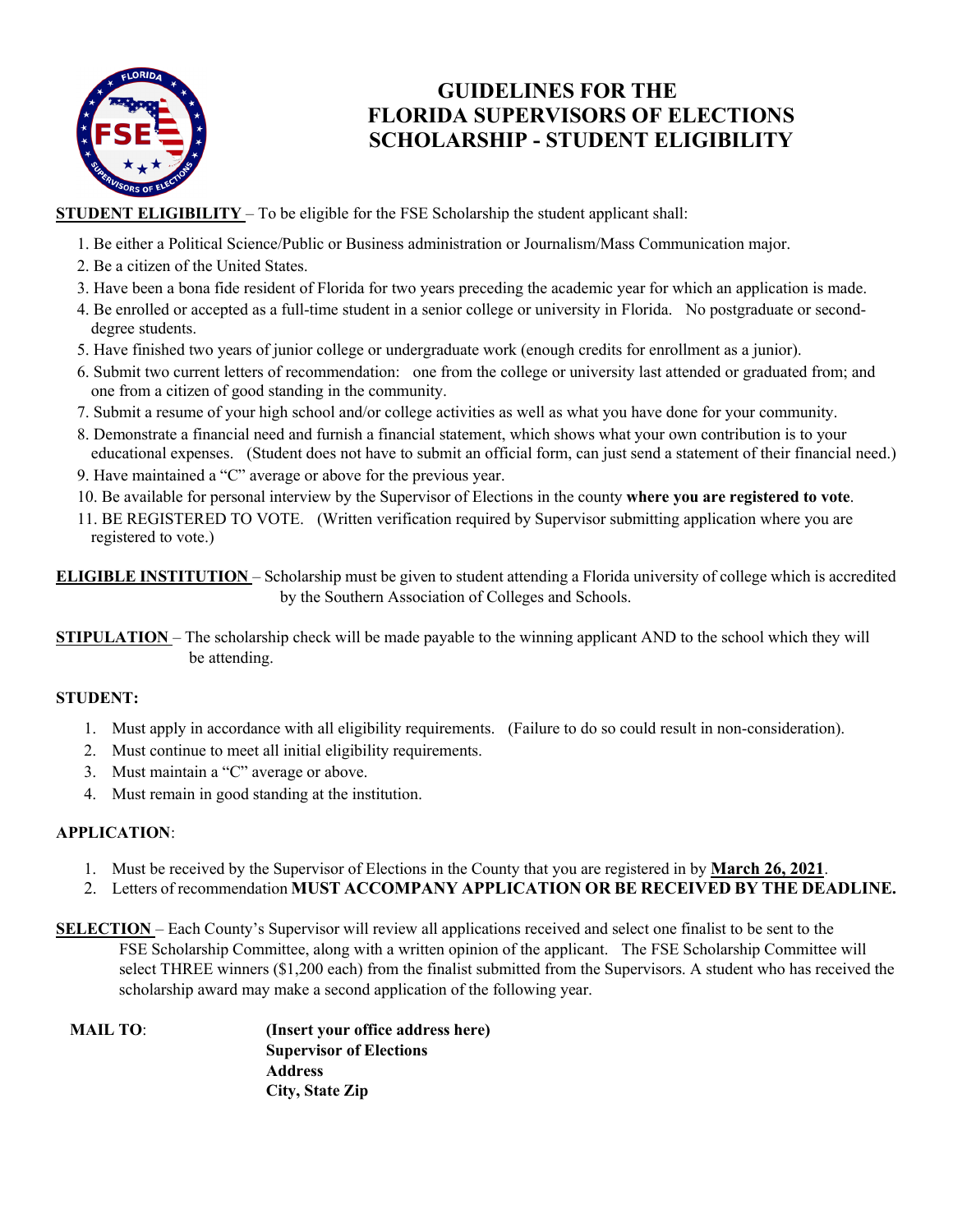# GUIDELINES FOR THE FLORIDA SUPERVISORS OF ELECTIONS SCHOLARSHIP - STUDENT ELIGIBILITY

**STUDENT ELIGIBILITY** – To be eligible for the FSE Scholarship the student applicant shall:

1. Be either a Political Science/Public or Business administration or Journalism/Mass Communication major.
2. Be a citizen of the United States.
3. Have been a bona fide resident of Florida for two years preceding the academic year for which an application is made.
4. Be enrolled or accepted as a full-time student in a senior college or university in Florida. No postgraduate or second-degree students.
5. Have finished two years of junior college or undergraduate work (enough credits for enrollment as a junior).
6. Submit two current letters of recommendation: one from the college or university last attended or graduated from; and one from a citizen of good standing in the community.
7. Submit a resume of your high school and/or college activities as well as what you have done for your community.
8. Demonstrate a financial need and furnish a financial statement, which shows what your own contribution is to your educational expenses. (Student does not have to submit an official form, can just send a statement of their financial need.)
9. Have maintained a "C" average or above for the previous year.
10. Be available for personal interview by the Supervisor of Elections in the county **where you are registered to vote**.
11. BE REGISTERED TO VOTE. (Written verification required by Supervisor submitting application where you are registered to vote.)

**ELIGIBLE INSTITUTION** – Scholarship must be given to student attending a Florida university of college which is accredited by the Southern Association of Colleges and Schools.

**STIPULATION** – The scholarship check will be made payable to the winning applicant AND to the school which they will be attending.

**STUDENT:**

1. Must apply in accordance with all eligibility requirements. (Failure to do so could result in non-consideration).
2. Must continue to meet all initial eligibility requirements.
3. Must maintain a "C" average or above.
4. Must remain in good standing at the institution.

**APPLICATION**:

1. Must be received by the Supervisor of Elections in the County that you are registered in by **March 26, 2021**.
2. Letters of recommendation **MUST ACCOMPANY APPLICATION OR BE RECEIVED BY THE DEADLINE.**

**SELECTION** – Each County's Supervisor will review all applications received and select one finalist to be sent to the FSE Scholarship Committee, along with a written opinion of the applicant. The FSE Scholarship Committee will select THREE winners ($1,200 each) from the finalist submitted from the Supervisors. A student who has received the scholarship award may make a second application of the following year.

**MAIL TO**:

**(Insert your office address here)**
**Supervisor of Elections**
**Address**
**City, State Zip**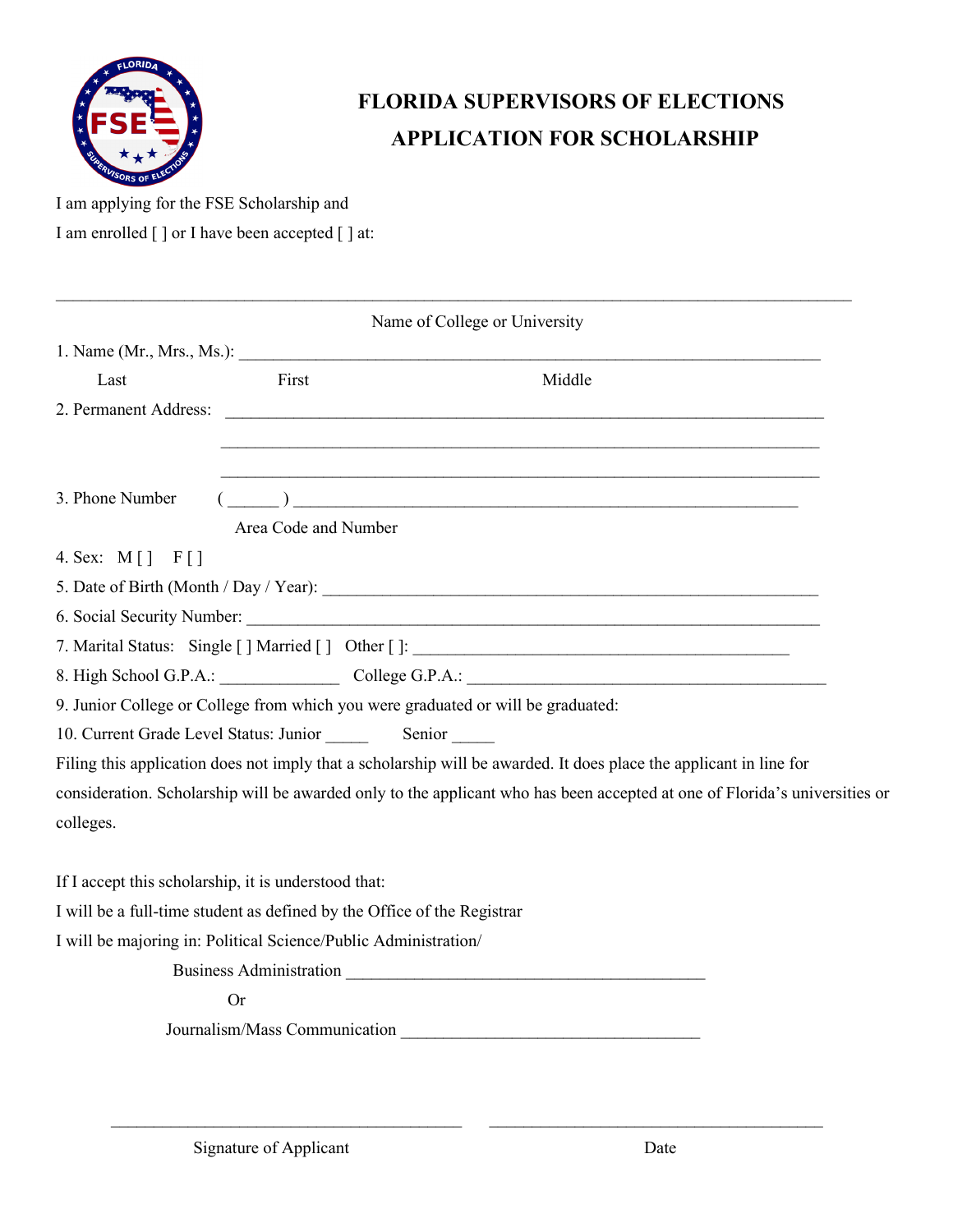# FLORIDA SUPERVISORS OF ELECTIONS
# APPLICATION FOR SCHOLARSHIP

I am applying for the FSE Scholarship and

I am enrolled [ ] or I have been accepted [ ] at:

_______________________________________________________________________________________

Name of College or University

1. Name (Mr., Mrs., Ms.): _________________________________________________________________

   Last          First          Middle

2. Permanent Address: _________________________________________________________________

   _________________________________________________________________

   _________________________________________________________________

3. Phone Number ( ______ ) _______________________________________________________

   Area Code and Number

4. Sex: M [ ] F [ ]

5. Date of Birth (Month / Day / Year): _______________________________________________________

6. Social Security Number: _______________________________________________________________

7. Marital Status: Single [ ] Married [ ] Other [ ]: _________________________________________

8. High School G.P.A.: _____________ College G.P.A.: ________________________________________

9. Junior College or College from which you were graduated or will be graduated:

10. Current Grade Level Status: Junior _____ Senior _____

Filing this application does not imply that a scholarship will be awarded. It does place the applicant in line for consideration. Scholarship will be awarded only to the applicant who has been accepted at one of Florida's universities or colleges.

If I accept this scholarship, it is understood that:

I will be a full-time student as defined by the Office of the Registrar

I will be majoring in: Political Science/Public Administration/

Business Administration ________________________________________

Or

Journalism/Mass Communication __________________________________

_________________________________________ _______________________________________

Signature of Applicant          Date